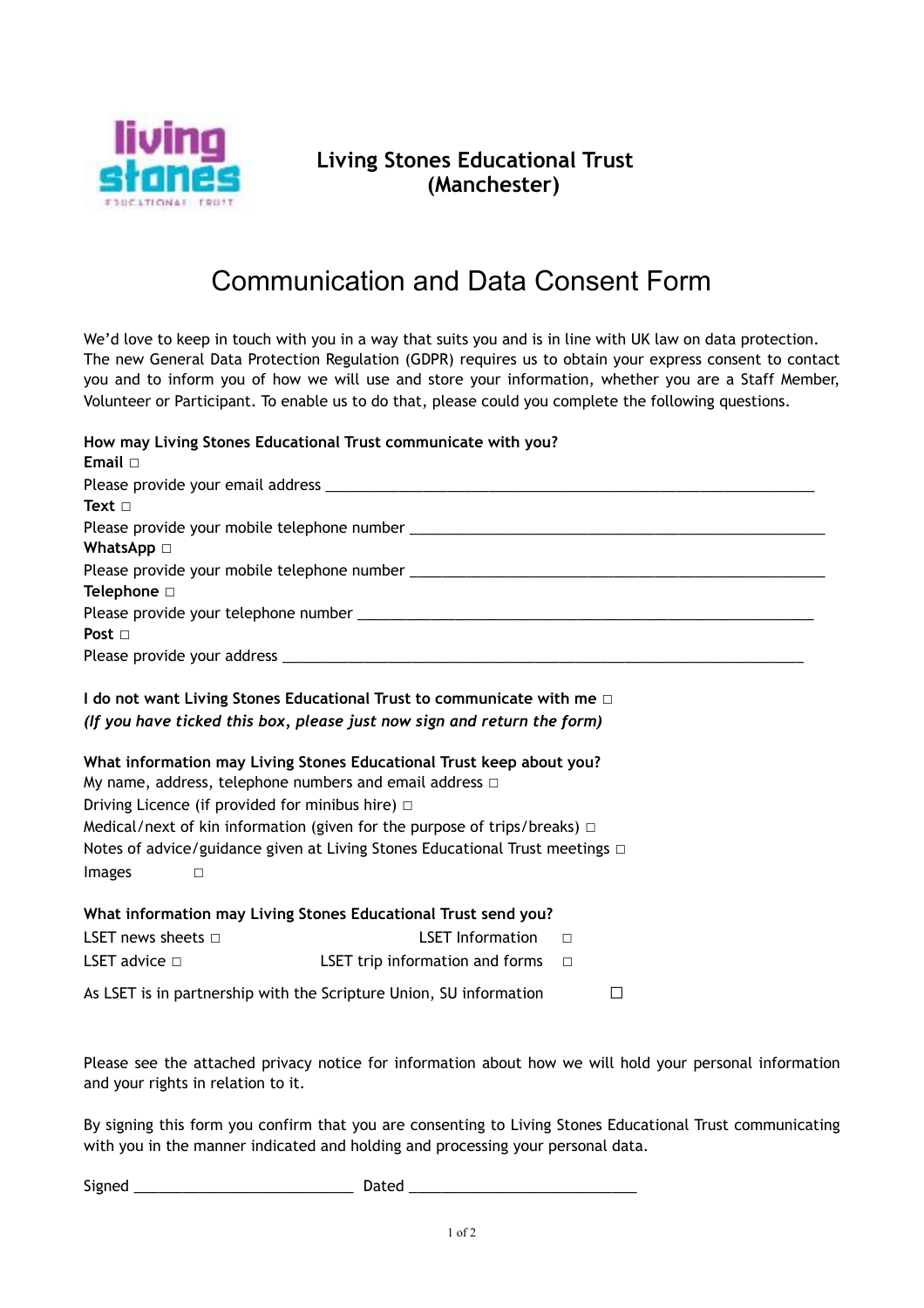**Living Stones Educational Trust (Manchester)**

# Communication and Data Consent Form

We'd love to keep in touch with you in a way that suits you and is in line with UK law on data protection. The new General Data Protection Regulation (GDPR) requires us to obtain your express consent to contact you and to inform you of how we will use and store your information, whether you are a Staff Member, Volunteer or Participant. To enable us to do that, please could you complete the following questions.

**How may Living Stones Educational Trust communicate with you?**

**Email** ☐
Please provide your email address ____________________________________________________________

**Text** ☐
Please provide your mobile telephone number ____________________________________________________

**WhatsApp** ☐
Please provide your mobile telephone number ____________________________________________________

**Telephone** ☐
Please provide your telephone number ________________________________________________________

**Post** ☐
Please provide your address _________________________________________________________________

**I do not want Living Stones Educational Trust to communicate with me** ☐
***(If you have ticked this box, please just now sign and return the form)***

**What information may Living Stones Educational Trust keep about you?**

My name, address, telephone numbers and email address ☐
Driving Licence (if provided for minibus hire) ☐
Medical/next of kin information (given for the purpose of trips/breaks) ☐
Notes of advice/guidance given at Living Stones Educational Trust meetings ☐
Images ☐

**What information may Living Stones Educational Trust send you?**

LSET news sheets ☐ LSET Information ☐
LSET advice ☐ LSET trip information and forms ☐

As LSET is in partnership with the Scripture Union, SU information ☐

Please see the attached privacy notice for information about how we will hold your personal information and your rights in relation to it.

By signing this form you confirm that you are consenting to Living Stones Educational Trust communicating with you in the manner indicated and holding and processing your personal data.

Signed __________________________ Dated ___________________________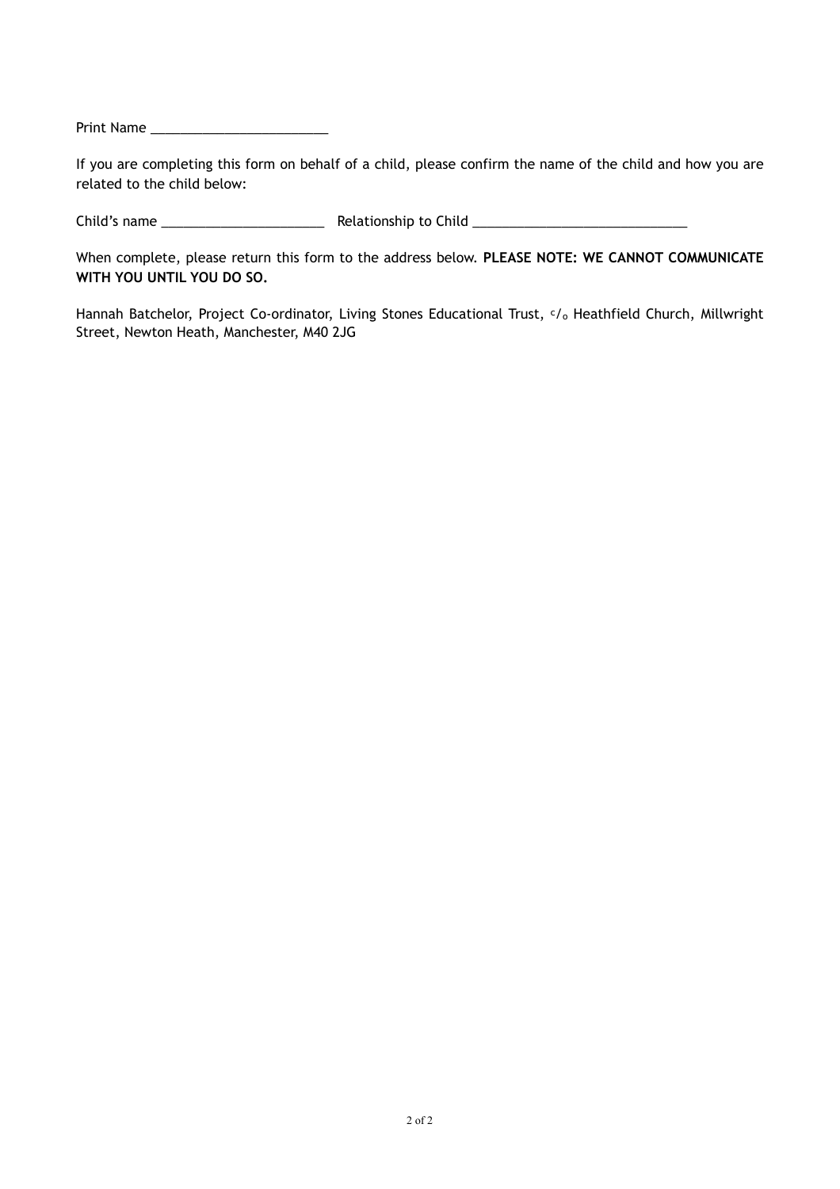Print Name ________________________

If you are completing this form on behalf of a child, please confirm the name of the child and how you are related to the child below:

Child's name ______________________ Relationship to Child _____________________________

When complete, please return this form to the address below. **PLEASE NOTE: WE CANNOT COMMUNICATE WITH YOU UNTIL YOU DO SO.**

Hannah Batchelor, Project Co-ordinator, Living Stones Educational Trust, c/o Heathfield Church, Millwright Street, Newton Heath, Manchester, M40 2JG